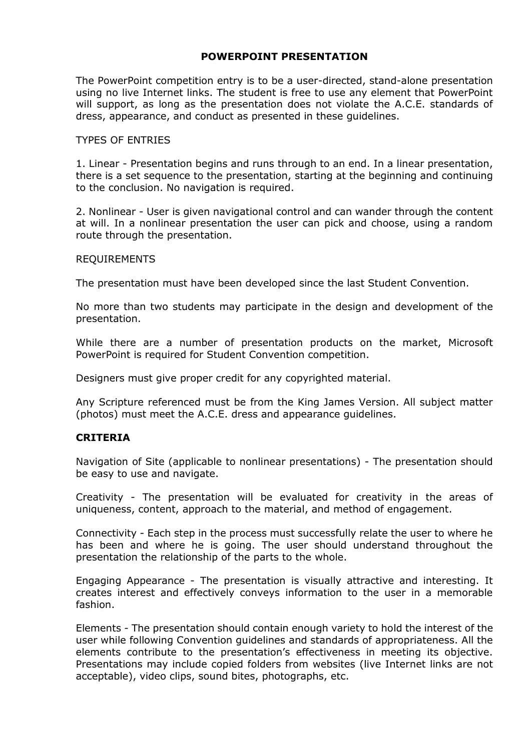# POWERPOINT PRESENTATION

The PowerPoint competition entry is to be a user-directed, stand-alone presentation using no live Internet links. The student is free to use any element that PowerPoint will support, as long as the presentation does not violate the A.C.E. standards of dress, appearance, and conduct as presented in these guidelines.

TYPES OF ENTRIES

1. Linear - Presentation begins and runs through to an end. In a linear presentation, there is a set sequence to the presentation, starting at the beginning and continuing to the conclusion. No navigation is required.

2. Nonlinear - User is given navigational control and can wander through the content at will. In a nonlinear presentation the user can pick and choose, using a random route through the presentation.

REQUIREMENTS

The presentation must have been developed since the last Student Convention.

No more than two students may participate in the design and development of the presentation.

While there are a number of presentation products on the market, Microsoft PowerPoint is required for Student Convention competition.

Designers must give proper credit for any copyrighted material.

Any Scripture referenced must be from the King James Version. All subject matter (photos) must meet the A.C.E. dress and appearance guidelines.

## CRITERIA

Navigation of Site (applicable to nonlinear presentations) - The presentation should be easy to use and navigate.

Creativity - The presentation will be evaluated for creativity in the areas of uniqueness, content, approach to the material, and method of engagement.

Connectivity - Each step in the process must successfully relate the user to where he has been and where he is going. The user should understand throughout the presentation the relationship of the parts to the whole.

Engaging Appearance - The presentation is visually attractive and interesting. It creates interest and effectively conveys information to the user in a memorable fashion.

Elements - The presentation should contain enough variety to hold the interest of the user while following Convention guidelines and standards of appropriateness. All the elements contribute to the presentation's effectiveness in meeting its objective. Presentations may include copied folders from websites (live Internet links are not acceptable), video clips, sound bites, photographs, etc.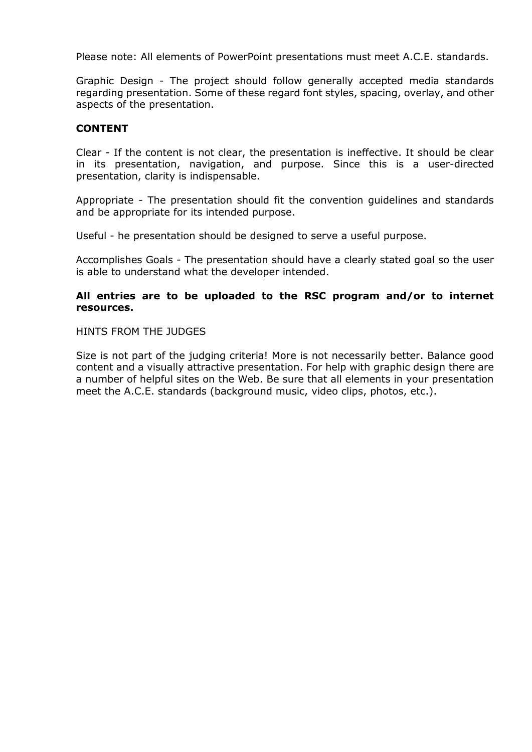Please note: All elements of PowerPoint presentations must meet A.C.E. standards.

Graphic Design - The project should follow generally accepted media standards regarding presentation. Some of these regard font styles, spacing, overlay, and other aspects of the presentation.

**CONTENT**

Clear - If the content is not clear, the presentation is ineffective. It should be clear in its presentation, navigation, and purpose. Since this is a user-directed presentation, clarity is indispensable.

Appropriate - The presentation should fit the convention guidelines and standards and be appropriate for its intended purpose.

Useful - he presentation should be designed to serve a useful purpose.

Accomplishes Goals - The presentation should have a clearly stated goal so the user is able to understand what the developer intended.

**All entries are to be uploaded to the RSC program and/or to internet resources.**

HINTS FROM THE JUDGES

Size is not part of the judging criteria! More is not necessarily better. Balance good content and a visually attractive presentation. For help with graphic design there are a number of helpful sites on the Web. Be sure that all elements in your presentation meet the A.C.E. standards (background music, video clips, photos, etc.).